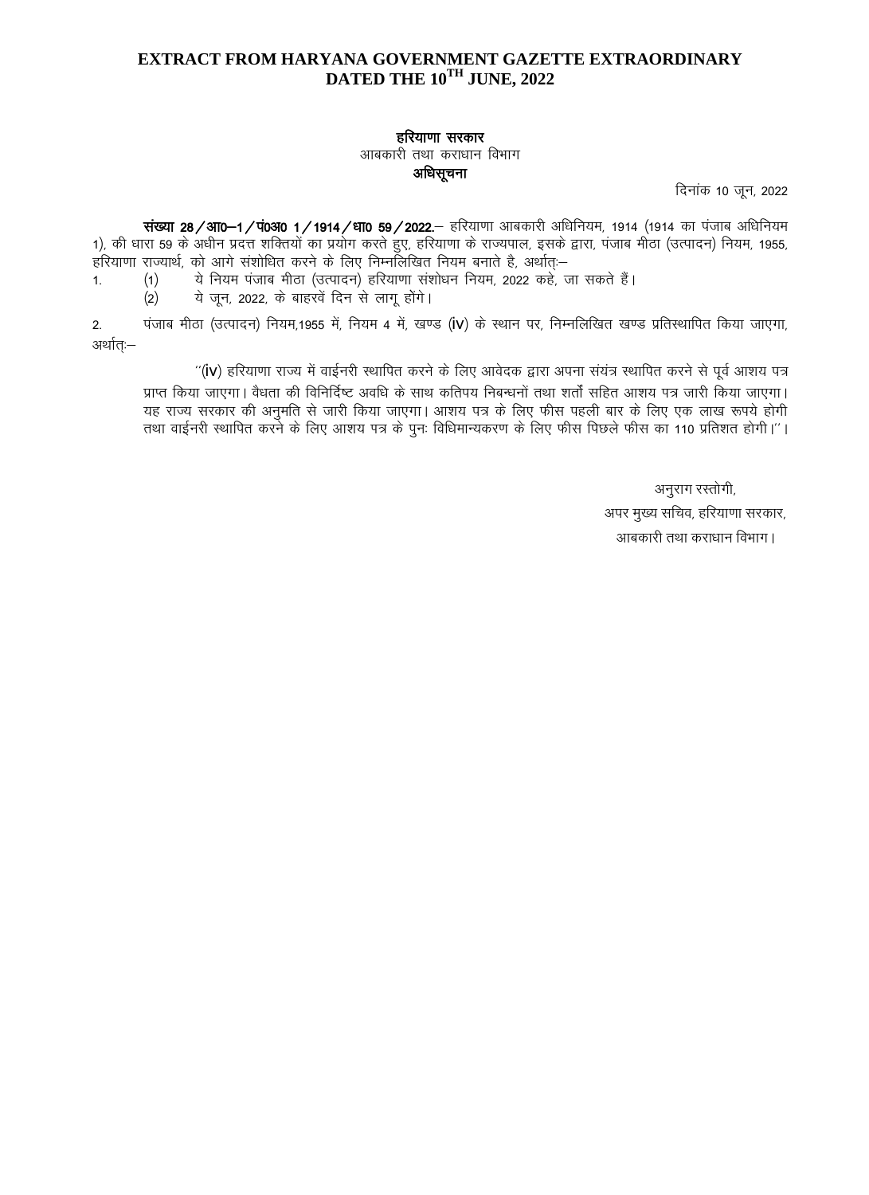# EXTRACT FROM HARYANA GOVERNMENT GAZETTE EXTRAORDINARY DATED THE 10TH JUNE, 2022

**हरियाणा सरकार**

आबकारी तथा कराधान विभाग

**अधिसूचना**

दिनांक 10 जून, 2022

**संख्या 28/आ0–1/पं0अ0 1/1914/धा0 59/2022.**– हरियाणा आबकारी अधिनियम, 1914 (1914 का पंजाब अधिनियम 1), की धारा 59 के अधीन प्रदत्त शक्तियों का प्रयोग करते हुए, हरियाणा के राज्यपाल, इसके द्वारा, पंजाब मीठा (उत्पादन) नियम, 1955, हरियाणा राज्यार्थ, को आगे संशोधित करने के लिए निम्नलिखित नियम बनाते है, अर्थात्:–

1. (1) ये नियम पंजाब मीठा (उत्पादन) हरियाणा संशोधन नियम, 2022 कहे, जा सकते हैं।
   (2) ये जून, 2022, के बाहरवें दिन से लागू होंगे।

2. पंजाब मीठा (उत्पादन) नियम,1955 में, नियम 4 में, खण्ड (iv) के स्थान पर, निम्नलिखित खण्ड प्रतिस्थापित किया जाएगा, अर्थात्:–

   "(iv) हरियाणा राज्य में वाईनरी स्थापित करने के लिए आवेदक द्वारा अपना संयंत्र स्थापित करने से पूर्व आशय पत्र प्राप्त किया जाएगा। वैधता की विनिर्दिष्ट अवधि के साथ कतिपय निबन्धनों तथा शर्तों सहित आशय पत्र जारी किया जाएगा। यह राज्य सरकार की अनुमति से जारी किया जाएगा। आशय पत्र के लिए फीस पहली बार के लिए एक लाख रूपये होगी तथा वाईनरी स्थापित करने के लिए आशय पत्र के पुनः विधिमान्यकरण के लिए फीस पिछले फीस का 110 प्रतिशत होगी।"।

अनुराग रस्तोगी,

अपर मुख्य सचिव, हरियाणा सरकार,

आबकारी तथा कराधान विभाग।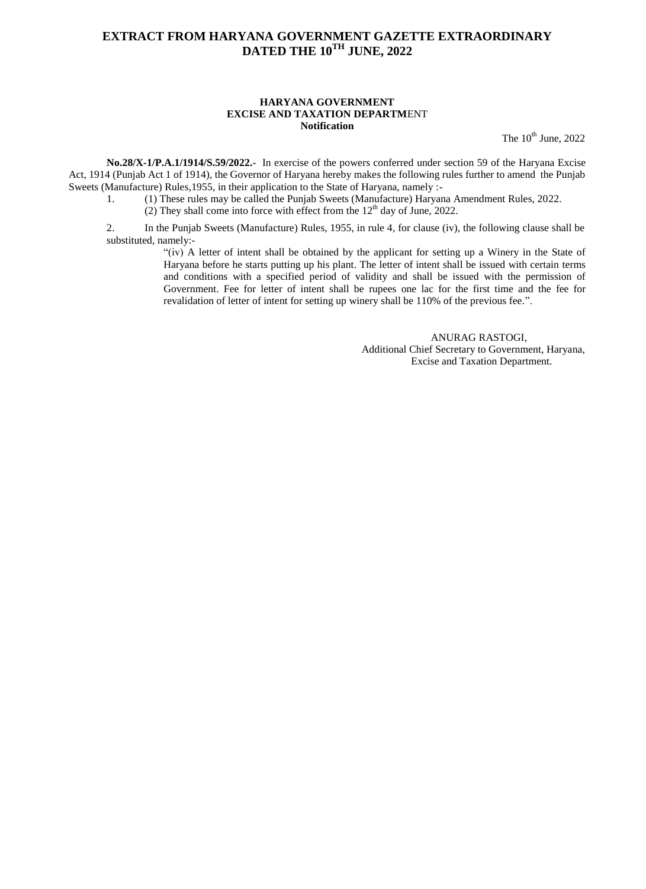# EXTRACT FROM HARYANA GOVERNMENT GAZETTE EXTRAORDINARY DATED THE 10TH JUNE, 2022

**HARYANA GOVERNMENT**
**EXCISE AND TAXATION DEPARTMENT**
**Notification**

The 10th June, 2022

**No.28/X-1/P.A.1/1914/S.59/2022.**- In exercise of the powers conferred under section 59 of the Haryana Excise Act, 1914 (Punjab Act 1 of 1914), the Governor of Haryana hereby makes the following rules further to amend the Punjab Sweets (Manufacture) Rules,1955, in their application to the State of Haryana, namely :-

1. (1) These rules may be called the Punjab Sweets (Manufacture) Haryana Amendment Rules, 2022.
   (2) They shall come into force with effect from the 12th day of June, 2022.

2. In the Punjab Sweets (Manufacture) Rules, 1955, in rule 4, for clause (iv), the following clause shall be substituted, namely:-

   "(iv) A letter of intent shall be obtained by the applicant for setting up a Winery in the State of Haryana before he starts putting up his plant. The letter of intent shall be issued with certain terms and conditions with a specified period of validity and shall be issued with the permission of Government. Fee for letter of intent shall be rupees one lac for the first time and the fee for revalidation of letter of intent for setting up winery shall be 110% of the previous fee.".

ANURAG RASTOGI,
Additional Chief Secretary to Government, Haryana,
Excise and Taxation Department.